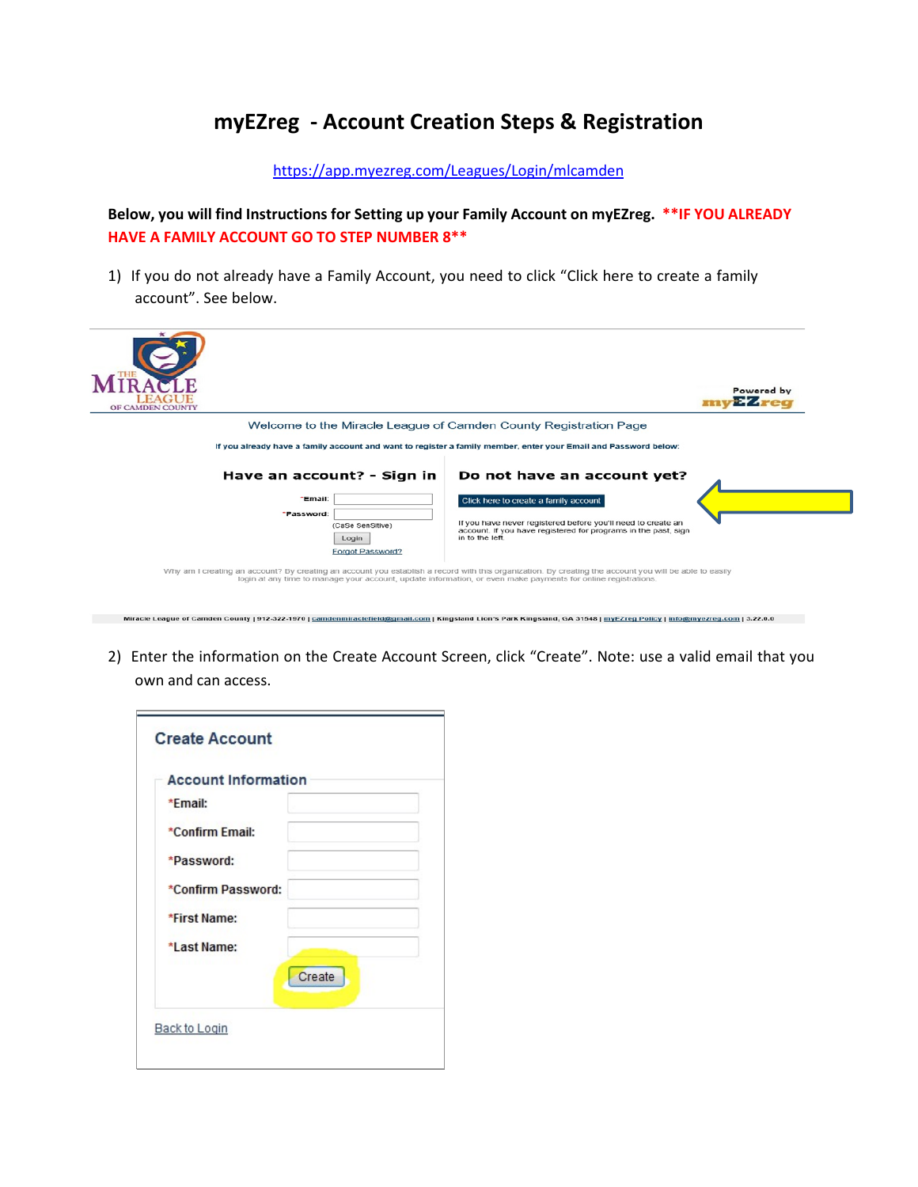# myEZreg - Account Creation Steps & Registration

https://app.myezreg.com/Leagues/Login/mlcamden

**Below, you will find Instructions for Setting up your Family Account on myEZreg. \*\*IF YOU ALREADY HAVE A FAMILY ACCOUNT GO TO STEP NUMBER 8\*\***

1) If you do not already have a Family Account, you need to click "Click here to create a family account". See below.

Welcome to the Miracle League of Camden County Registration Page

If you already have a family account and want to register a family member, enter your Email and Password below:

**Have an account? - Sign in**

*Email:

*Password:

(CaSe SenSitive)

Login

Forgot Password?

**Do not have an account yet?**

Click here to create a family account

If you have never registered before you'll need to create an account. If you have registered for programs in the past, sign in to the left.

Why am I creating an account? By creating an account you establish a record with this organization. By creating the account you will be able to easily login at any time to manage your account, update information, or even make payments for online registrations.

Miracle League of Camden County | 912-322-1970 | camdenmiraclefield@gmail.com | Kingsland Lion's Park Kingsland, GA 31548 | myEZreg Policy | info@myezreg.com | 3.22.0.0

2) Enter the information on the Create Account Screen, click "Create". Note: use a valid email that you own and can access.

**Create Account**

**Account Information**

*Email:

*Confirm Email:

*Password:

*Confirm Password:

*First Name:

*Last Name:

Create

Back to Login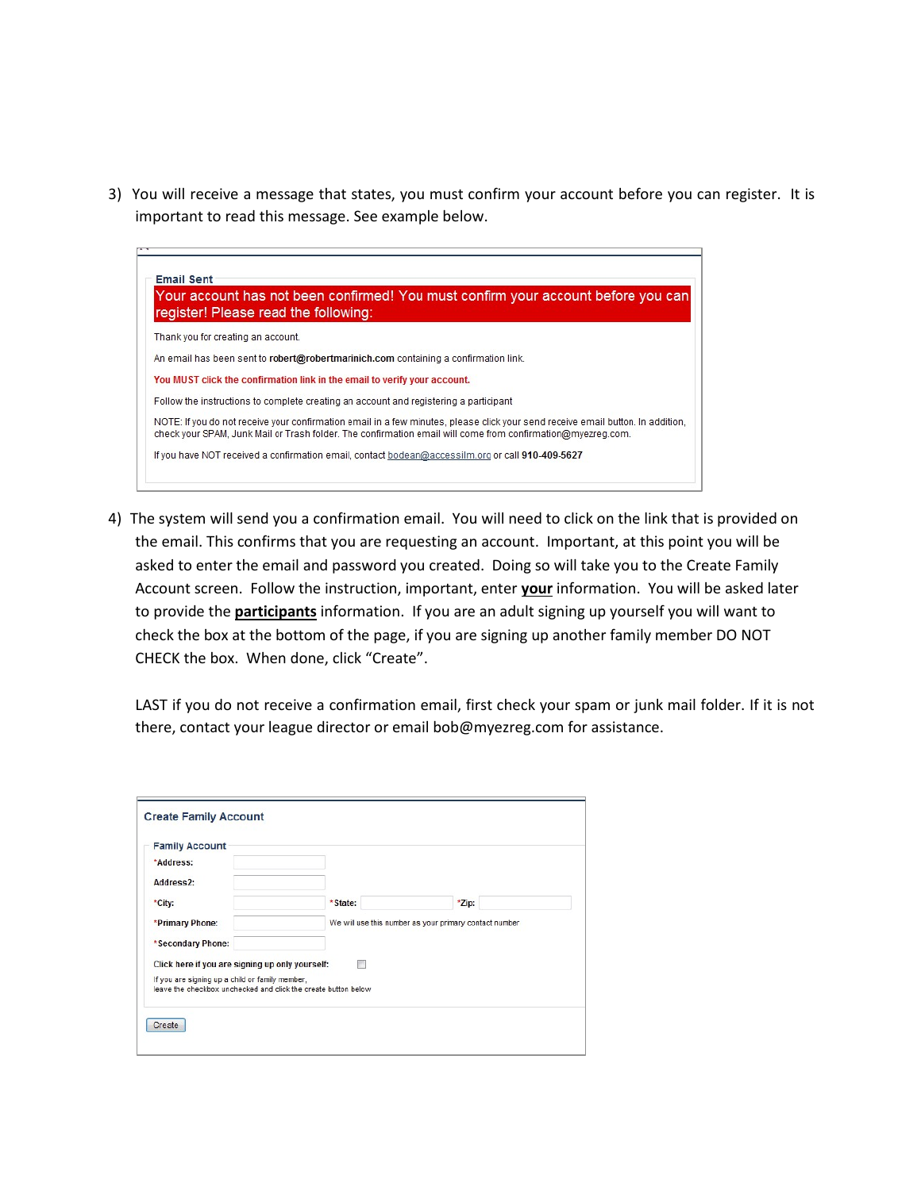3) You will receive a message that states, you must confirm your account before you can register. It is important to read this message. See example below.

**Email Sent**

**Your account has not been confirmed! You must confirm your account before you can register! Please read the following:**

Thank you for creating an account.

An email has been sent to **robert@robertmarinich.com** containing a confirmation link.

**You MUST click the confirmation link in the email to verify your account.**

Follow the instructions to complete creating an account and registering a participant

NOTE: If you do not receive your confirmation email in a few minutes, please click your send receive email button. In addition, check your SPAM, Junk Mail or Trash folder. The confirmation email will come from confirmation@myezreg.com.

If you have NOT received a confirmation email, contact bodean@accessilm.org or call **910-409-5627**

4) The system will send you a confirmation email. You will need to click on the link that is provided on the email. This confirms that you are requesting an account. Important, at this point you will be asked to enter the email and password you created. Doing so will take you to the Create Family Account screen. Follow the instruction, important, enter **<u>your</u>** information. You will be asked later to provide the **<u>participants</u>** information. If you are an adult signing up yourself you will want to check the box at the bottom of the page, if you are signing up another family member DO NOT CHECK the box. When done, click "Create".

   LAST if you do not receive a confirmation email, first check your spam or junk mail folder. If it is not there, contact your league director or email bob@myezreg.com for assistance.

**Create Family Account**

**Family Account**

*Address:

Address2:

*City: *State: *Zip:

*Primary Phone: We will use this number as your primary contact number

*Secondary Phone:

Click here if you are signing up only yourself: ☐

If you are signing up a child or family member, leave the checkbox unchecked and click the create button below

[Create]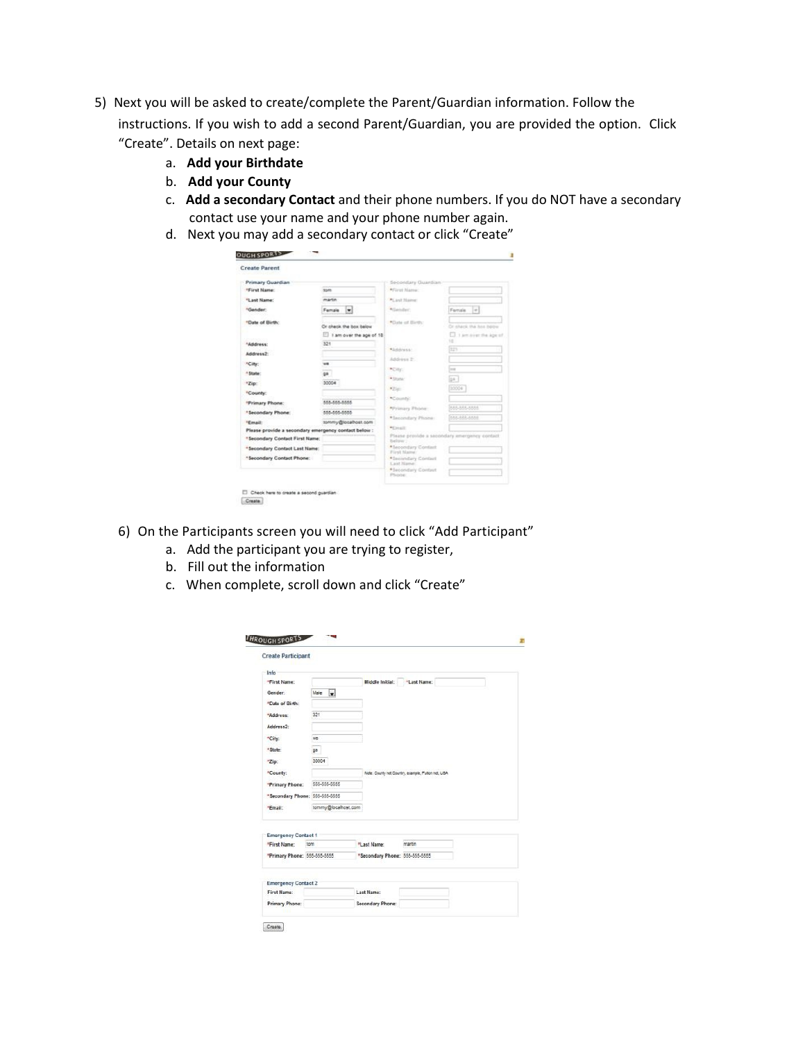5) Next you will be asked to create/complete the Parent/Guardian information. Follow the instructions. If you wish to add a second Parent/Guardian, you are provided the option. Click "Create". Details on next page:
   a. **Add your Birthdate**
   b. **Add your County**
   c. **Add a secondary Contact** and their phone numbers. If you do NOT have a secondary contact use your name and your phone number again.
   d. Next you may add a secondary contact or click "Create"

6) On the Participants screen you will need to click "Add Participant"
   a. Add the participant you are trying to register,
   b. Fill out the information
   c. When complete, scroll down and click "Create"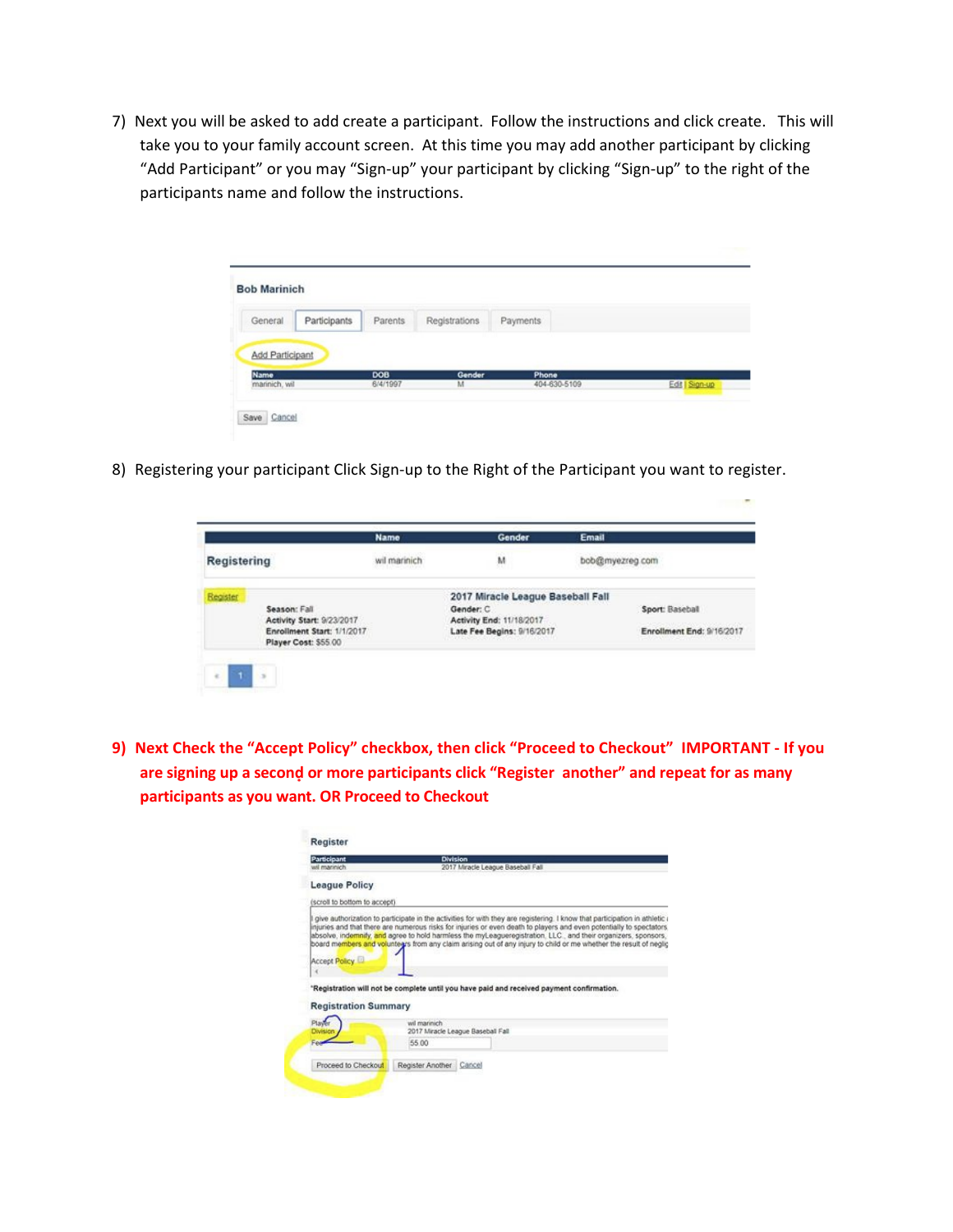7) Next you will be asked to add create a participant. Follow the instructions and click create. This will take you to your family account screen. At this time you may add another participant by clicking "Add Participant" or you may "Sign-up" your participant by clicking "Sign-up" to the right of the participants name and follow the instructions.

**Bob Marinich**

General | Participants | Parents | Registrations | Payments

Add Participant

| Name | DOB | Gender | Phone | |
|---|---|---|---|---|
| marinich, wil | 6/4/1997 | M | 404-630-5109 | Edit \| Sign-up |

Save Cancel

8) Registering your participant Click Sign-up to the Right of the Participant you want to register.

| | Name | Gender | Email |
|---|---|---|---|
| Registering | wil marinich | M | bob@myezreg.com |

Register

**2017 Miracle League Baseball Fall**

**Season:** Fall
**Activity Start:** 9/23/2017
**Enrollment Start:** 1/1/2017
**Player Cost:** $55.00
**Gender:** C
**Activity End:** 11/18/2017
**Late Fee Begins:** 9/16/2017
**Sport:** Baseball
**Enrollment End:** 9/16/2017

**9) Next Check the "Accept Policy" checkbox, then click "Proceed to Checkout" IMPORTANT - If you are signing up a second or more participants click "Register another" and repeat for as many participants as you want. OR Proceed to Checkout**

**Register**

| Participant | Division |
|---|---|
| wil marinich | 2017 Miracle League Baseball Fall |

**League Policy**

(scroll to bottom to accept)

I give authorization to participate in the activities for with they are registering. I know that participation in athletic injuries and that there are numerous risks for injuries or even death to players and even potentially to spectators absolve, indemnify, and agree to hold harmless the myLeagueregistration, LLC., and their organizers, sponsors, board members and volunteers from any claim arising out of any injury to child or me whether the result of neglig

Accept Policy

*Registration will not be complete until you have paid and received payment confirmation.

**Registration Summary**

| | |
|---|---|
| Player | wil marinich |
| Division | 2017 Miracle League Baseball Fall |
| Fee | 55.00 |

Proceed to Checkout | Register Another | Cancel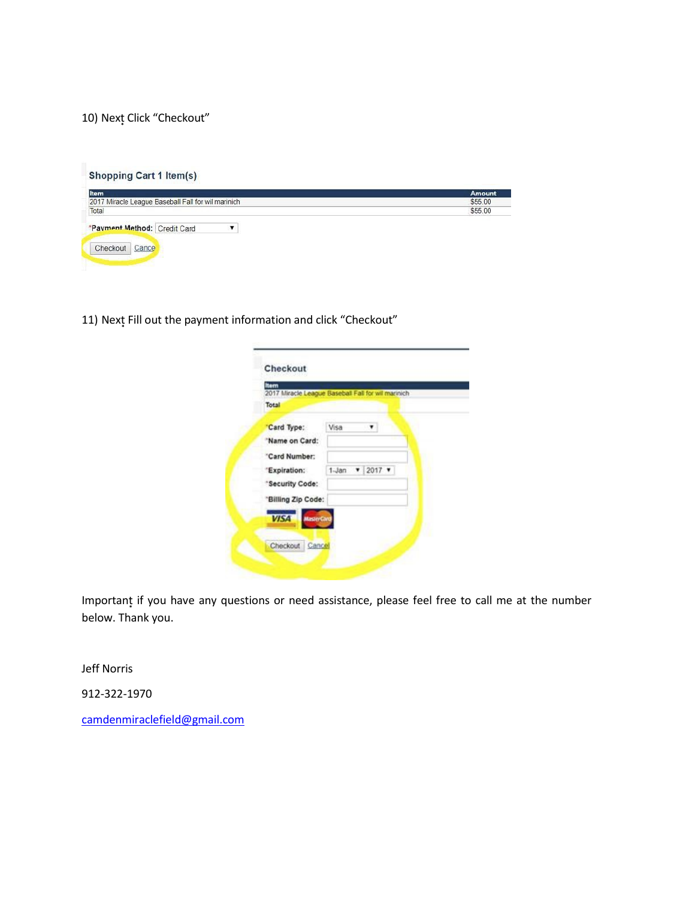10) Next: Click "Checkout"

**Shopping Cart 1 Item(s)**

| Item | Amount |
|---|---|
| 2017 Miracle League Baseball Fall for wil marinich | $55.00 |
| Total | $55.00 |

*Payment Method: Credit Card

Checkout Cance

11) Next: Fill out the payment information and click "Checkout"

**Checkout**

| Item |
|---|
| 2017 Miracle League Baseball Fall for wil marinich |
| Total |

*Card Type: Visa

*Name on Card:

*Card Number:

*Expiration: 1-Jan 2017

*Security Code:

*Billing Zip Code:

VISA MasterCard

Checkout Cancel

Important: if you have any questions or need assistance, please feel free to call me at the number below. Thank you.

Jeff Norris

912-322-1970

camdenmiraclefield@gmail.com